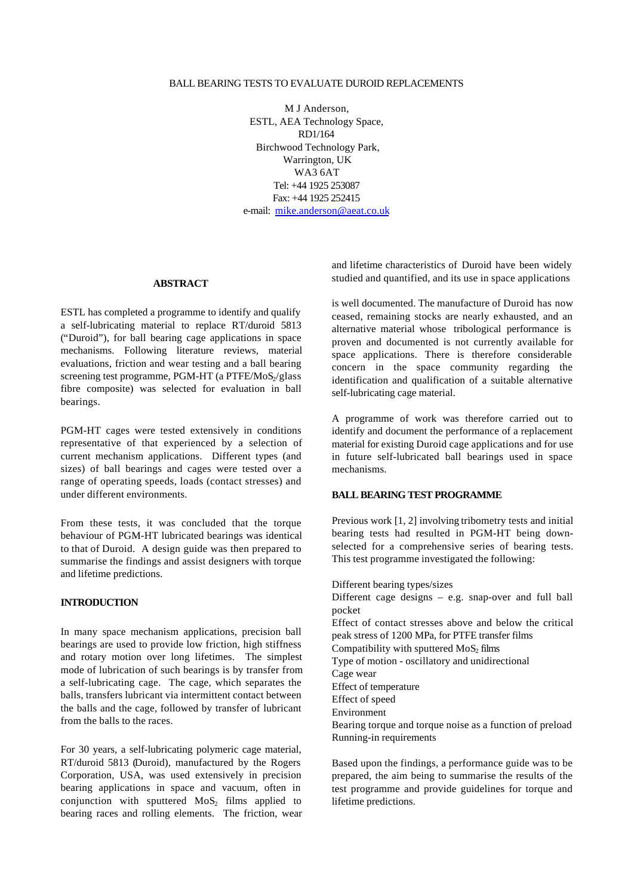# BALL BEARING TESTS TO EVALUATE DUROID REPLACEMENTS

M J Anderson,
ESTL, AEA Technology Space,
RD1/164
Birchwood Technology Park,
Warrington, UK
WA3 6AT
Tel: +44 1925 253087
Fax: +44 1925 252415
e-mail: mike.anderson@aeat.co.uk

## ABSTRACT

ESTL has completed a programme to identify and qualify a self-lubricating material to replace RT/duroid 5813 ("Duroid"), for ball bearing cage applications in space mechanisms. Following literature reviews, material evaluations, friction and wear testing and a ball bearing screening test programme, PGM-HT (a PTFE/$MoS_2$/glass fibre composite) was selected for evaluation in ball bearings.

PGM-HT cages were tested extensively in conditions representative of that experienced by a selection of current mechanism applications. Different types (and sizes) of ball bearings and cages were tested over a range of operating speeds, loads (contact stresses) and under different environments.

From these tests, it was concluded that the torque behaviour of PGM-HT lubricated bearings was identical to that of Duroid. A design guide was then prepared to summarise the findings and assist designers with torque and lifetime predictions.

## INTRODUCTION

In many space mechanism applications, precision ball bearings are used to provide low friction, high stiffness and rotary motion over long lifetimes. The simplest mode of lubrication of such bearings is by transfer from a self-lubricating cage. The cage, which separates the balls, transfers lubricant via intermittent contact between the balls and the cage, followed by transfer of lubricant from the balls to the races.

For 30 years, a self-lubricating polymeric cage material, RT/duroid 5813 (Duroid), manufactured by the Rogers Corporation, USA, was used extensively in precision bearing applications in space and vacuum, often in conjunction with sputtered $MoS_2$ films applied to bearing races and rolling elements. The friction, wear and lifetime characteristics of Duroid have been widely studied and quantified, and its use in space applications is well documented. The manufacture of Duroid has now ceased, remaining stocks are nearly exhausted, and an alternative material whose tribological performance is proven and documented is not currently available for space applications. There is therefore considerable concern in the space community regarding the identification and qualification of a suitable alternative self-lubricating cage material.

A programme of work was therefore carried out to identify and document the performance of a replacement material for existing Duroid cage applications and for use in future self-lubricated ball bearings used in space mechanisms.

## BALL BEARING TEST PROGRAMME

Previous work [1, 2] involving tribometry tests and initial bearing tests had resulted in PGM-HT being down-selected for a comprehensive series of bearing tests. This test programme investigated the following:

- Different bearing types/sizes
- Different cage designs – e.g. snap-over and full ball pocket
- Effect of contact stresses above and below the critical peak stress of 1200 MPa, for PTFE transfer films
- Compatibility with sputtered $MoS_2$ films
- Type of motion - oscillatory and unidirectional
- Cage wear
- Effect of temperature
- Effect of speed
- Environment
- Bearing torque and torque noise as a function of preload
- Running-in requirements

Based upon the findings, a performance guide was to be prepared, the aim being to summarise the results of the test programme and provide guidelines for torque and lifetime predictions.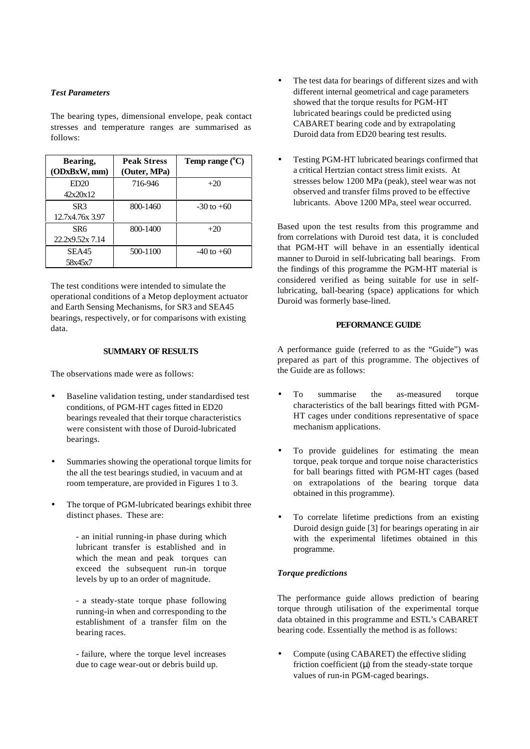### *Test Parameters*

The bearing types, dimensional envelope, peak contact stresses and temperature ranges are summarised as follows:

| Bearing, (ODxBxW, mm) | Peak Stress (Outer, MPa) | Temp range ($^{o}$C) |
|---|---|---|
| ED20 42x20x12 | 716-946 | +20 |
| SR3 12.7x4.76x 3.97 | 800-1460 | -30 to +60 |
| SR6 22.2x9.52x 7.14 | 800-1400 | +20 |
| SEA45 58x45x7 | 500-1100 | -40 to +60 |

The test conditions were intended to simulate the operational conditions of a Metop deployment actuator and Earth Sensing Mechanisms, for SR3 and SEA45 bearings, respectively, or for comparisons with existing data.

## SUMMARY OF RESULTS

The observations made were as follows:

- Baseline validation testing, under standardised test conditions, of PGM-HT cages fitted in ED20 bearings revealed that their torque characteristics were consistent with those of Duroid-lubricated bearings.
- Summaries showing the operational torque limits for the all the test bearings studied, in vacuum and at room temperature, are provided in Figures 1 to 3.
- The torque of PGM-lubricated bearings exhibit three distinct phases. These are:

  - an initial running-in phase during which lubricant transfer is established and in which the mean and peak torques can exceed the subsequent run-in torque levels by up to an order of magnitude.

  - a steady-state torque phase following running-in when and corresponding to the establishment of a transfer film on the bearing races.

  - failure, where the torque level increases due to cage wear-out or debris build up.

- The test data for bearings of different sizes and with different internal geometrical and cage parameters showed that the torque results for PGM-HT lubricated bearings could be predicted using CABARET bearing code and by extrapolating Duroid data from ED20 bearing test results.
- Testing PGM-HT lubricated bearings confirmed that a critical Hertzian contact stress limit exists. At stresses below 1200 MPa (peak), steel wear was not observed and transfer films proved to be effective lubricants. Above 1200 MPa, steel wear occurred.

Based upon the test results from this programme and from correlations with Duroid test data, it is concluded that PGM-HT will behave in an essentially identical manner to Duroid in self-lubricating ball bearings. From the findings of this programme the PGM-HT material is considered verified as being suitable for use in self-lubricating, ball-bearing (space) applications for which Duroid was formerly base-lined.

## PEFORMANCE GUIDE

A performance guide (referred to as the "Guide") was prepared as part of this programme. The objectives of the Guide are as follows:

- To summarise the as-measured torque characteristics of the ball bearings fitted with PGM-HT cages under conditions representative of space mechanism applications.
- To provide guidelines for estimating the mean torque, peak torque and torque noise characteristics for ball bearings fitted with PGM-HT cages (based on extrapolations of the bearing torque data obtained in this programme).
- To correlate lifetime predictions from an existing Duroid design guide [3] for bearings operating in air with the experimental lifetimes obtained in this programme.

### *Torque predictions*

The performance guide allows prediction of bearing torque through utilisation of the experimental torque data obtained in this programme and ESTL's CABARET bearing code. Essentially the method is as follows:

- Compute (using CABARET) the effective sliding friction coefficient ($\mu$) from the steady-state torque values of run-in PGM-caged bearings.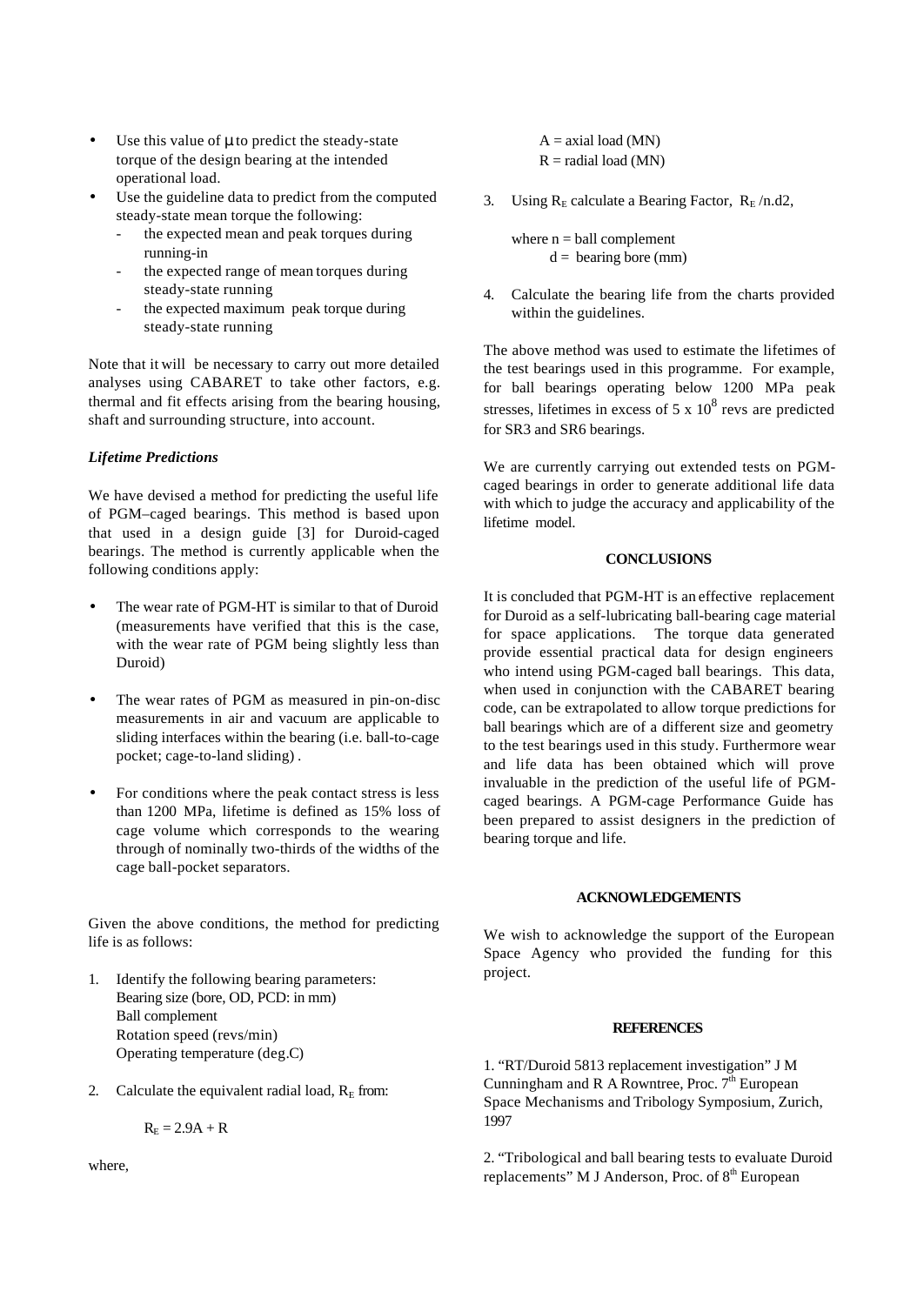- Use this value of μ to predict the steady-state torque of the design bearing at the intended operational load.
- Use the guideline data to predict from the computed steady-state mean torque the following:
  - the expected mean and peak torques during running-in
  - the expected range of mean torques during steady-state running
  - the expected maximum peak torque during steady-state running

Note that it will be necessary to carry out more detailed analyses using CABARET to take other factors, e.g. thermal and fit effects arising from the bearing housing, shaft and surrounding structure, into account.

### *Lifetime Predictions*

We have devised a method for predicting the useful life of PGM–caged bearings. This method is based upon that used in a design guide [3] for Duroid-caged bearings. The method is currently applicable when the following conditions apply:

- The wear rate of PGM-HT is similar to that of Duroid (measurements have verified that this is the case, with the wear rate of PGM being slightly less than Duroid)
- The wear rates of PGM as measured in pin-on-disc measurements in air and vacuum are applicable to sliding interfaces within the bearing (i.e. ball-to-cage pocket; cage-to-land sliding) .
- For conditions where the peak contact stress is less than 1200 MPa, lifetime is defined as 15% loss of cage volume which corresponds to the wearing through of nominally two-thirds of the widths of the cage ball-pocket separators.

Given the above conditions, the method for predicting life is as follows:

1. Identify the following bearing parameters:
   Bearing size (bore, OD, PCD: in mm)
   Ball complement
   Rotation speed (revs/min)
   Operating temperature (deg.C)
2. Calculate the equivalent radial load, $R_E$ from:

   $$R_E = 2.9A + R$$

   where,

   A = axial load (MN)
   R = radial load (MN)
3. Using $R_E$ calculate a Bearing Factor, $R_E$ /n.d2,

   where n = ball complement
   d = bearing bore (mm)
4. Calculate the bearing life from the charts provided within the guidelines.

The above method was used to estimate the lifetimes of the test bearings used in this programme. For example, for ball bearings operating below 1200 MPa peak stresses, lifetimes in excess of $5 \times 10^8$ revs are predicted for SR3 and SR6 bearings.

We are currently carrying out extended tests on PGM-caged bearings in order to generate additional life data with which to judge the accuracy and applicability of the lifetime model.

## CONCLUSIONS

It is concluded that PGM-HT is an effective replacement for Duroid as a self-lubricating ball-bearing cage material for space applications. The torque data generated provide essential practical data for design engineers who intend using PGM-caged ball bearings. This data, when used in conjunction with the CABARET bearing code, can be extrapolated to allow torque predictions for ball bearings which are of a different size and geometry to the test bearings used in this study. Furthermore wear and life data has been obtained which will prove invaluable in the prediction of the useful life of PGM-caged bearings. A PGM-cage Performance Guide has been prepared to assist designers in the prediction of bearing torque and life.

## ACKNOWLEDGEMENTS

We wish to acknowledge the support of the European Space Agency who provided the funding for this project.

## REFERENCES

1. "RT/Duroid 5813 replacement investigation" J M Cunningham and R A Rowntree, Proc. 7th European Space Mechanisms and Tribology Symposium, Zurich, 1997

2. "Tribological and ball bearing tests to evaluate Duroid replacements" M J Anderson, Proc. of 8th European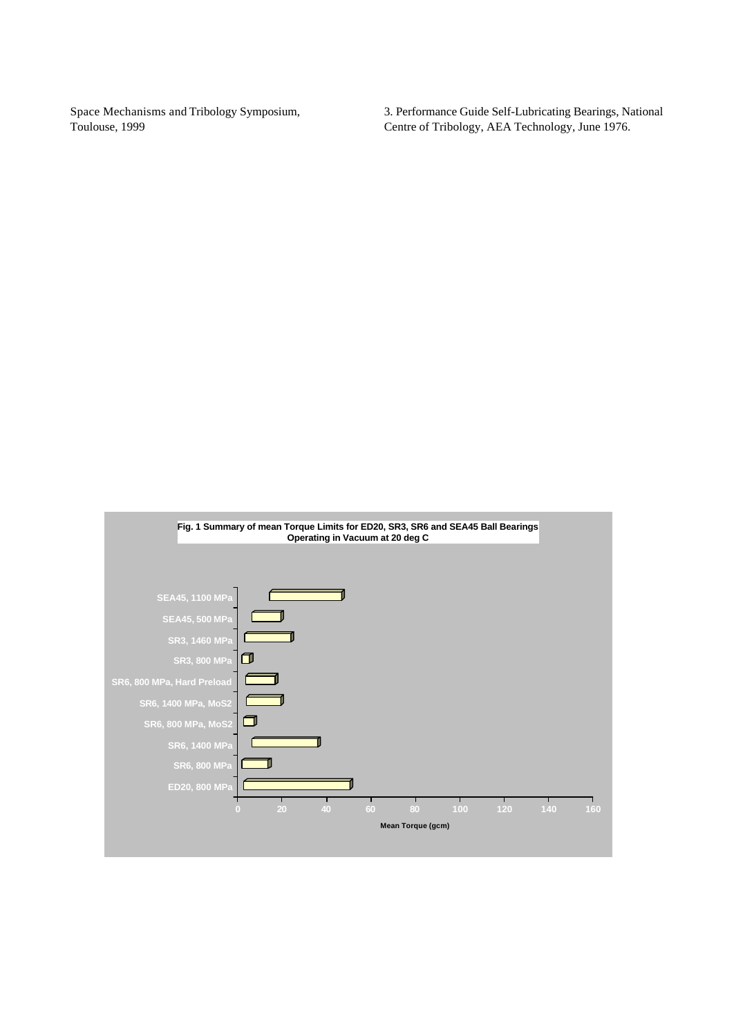Space Mechanisms and Tribology Symposium, Toulouse, 1999

3. Performance Guide Self-Lubricating Bearings, National Centre of Tribology, AEA Technology, June 1976.

**Fig. 1 Summary of mean Torque Limits for ED20, SR3, SR6 and SEA45 Ball Bearings Operating in Vacuum at 20 deg C**

SEA45, 1100 MPa
SEA45, 500 MPa
SR3, 1460 MPa
SR3, 800 MPa
SR6, 800 MPa, Hard Preload
SR6, 1400 MPa, MoS2
SR6, 800 MPa, MoS2
SR6, 1400 MPa
SR6, 800 MPa
ED20, 800 MPa

0 20 40 60 80 100 120 140 160

Mean Torque (gcm)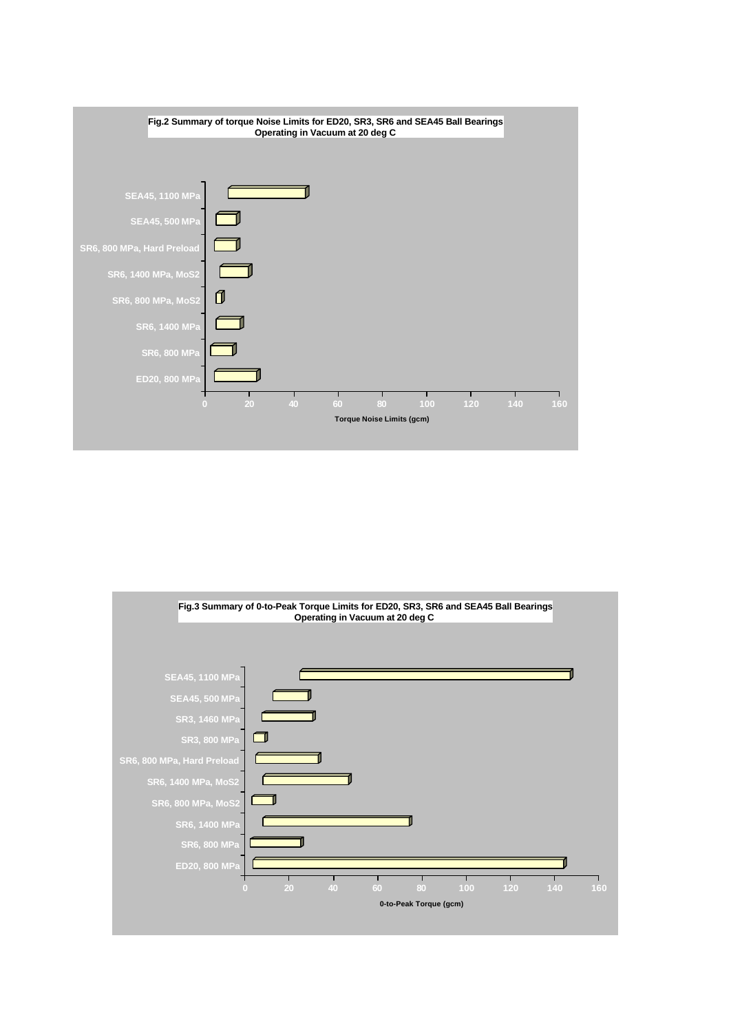Fig.2 Summary of torque Noise Limits for ED20, SR3, SR6 and SEA45 Ball Bearings Operating in Vacuum at 20 deg C

SEA45, 1100 MPa

SEA45, 500 MPa

SR6, 800 MPa, Hard Preload

SR6, 1400 MPa, MoS2

SR6, 800 MPa, MoS2

SR6, 1400 MPa

SR6, 800 MPa

ED20, 800 MPa

0 20 40 60 80 100 120 140 160

Torque Noise Limits (gcm)

Fig.3 Summary of 0-to-Peak Torque Limits for ED20, SR3, SR6 and SEA45 Ball Bearings Operating in Vacuum at 20 deg C

SEA45, 1100 MPa

SEA45, 500 MPa

SR3, 1460 MPa

SR3, 800 MPa

SR6, 800 MPa, Hard Preload

SR6, 1400 MPa, MoS2

SR6, 800 MPa, MoS2

SR6, 1400 MPa

SR6, 800 MPa

ED20, 800 MPa

0 20 40 60 80 100 120 140 160

0-to-Peak Torque (gcm)